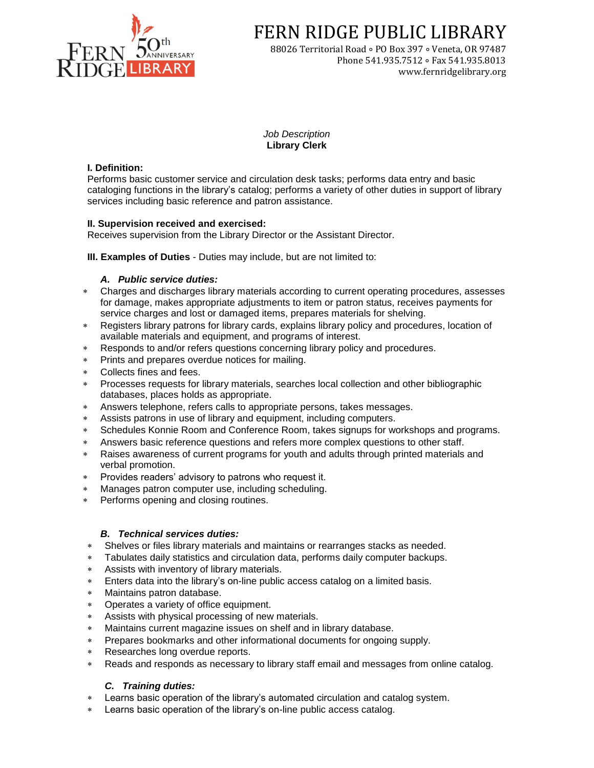# FERN RIDGE PUBLIC LIBRARY

88026 Territorial Road ∘ PO Box 397 ∘ Veneta, OR 97487
Phone 541.935.7512 ∘ Fax 541.935.8013
www.fernridgelibrary.org

*Job Description*
**Library Clerk**

**I. Definition:**
Performs basic customer service and circulation desk tasks; performs data entry and basic cataloging functions in the library's catalog; performs a variety of other duties in support of library services including basic reference and patron assistance.

**II. Supervision received and exercised:**
Receives supervision from the Library Director or the Assistant Director.

**III. Examples of Duties** - Duties may include, but are not limited to:

***A. Public service duties:***

- Charges and discharges library materials according to current operating procedures, assesses for damage, makes appropriate adjustments to item or patron status, receives payments for service charges and lost or damaged items, prepares materials for shelving.
- Registers library patrons for library cards, explains library policy and procedures, location of available materials and equipment, and programs of interest.
- Responds to and/or refers questions concerning library policy and procedures.
- Prints and prepares overdue notices for mailing.
- Collects fines and fees.
- Processes requests for library materials, searches local collection and other bibliographic databases, places holds as appropriate.
- Answers telephone, refers calls to appropriate persons, takes messages.
- Assists patrons in use of library and equipment, including computers.
- Schedules Konnie Room and Conference Room, takes signups for workshops and programs.
- Answers basic reference questions and refers more complex questions to other staff.
- Raises awareness of current programs for youth and adults through printed materials and verbal promotion.
- Provides readers' advisory to patrons who request it.
- Manages patron computer use, including scheduling.
- Performs opening and closing routines.

***B. Technical services duties:***

- Shelves or files library materials and maintains or rearranges stacks as needed.
- Tabulates daily statistics and circulation data, performs daily computer backups.
- Assists with inventory of library materials.
- Enters data into the library's on-line public access catalog on a limited basis.
- Maintains patron database.
- Operates a variety of office equipment.
- Assists with physical processing of new materials.
- Maintains current magazine issues on shelf and in library database.
- Prepares bookmarks and other informational documents for ongoing supply.
- Researches long overdue reports.
- Reads and responds as necessary to library staff email and messages from online catalog.

***C. Training duties:***

- Learns basic operation of the library's automated circulation and catalog system.
- Learns basic operation of the library's on-line public access catalog.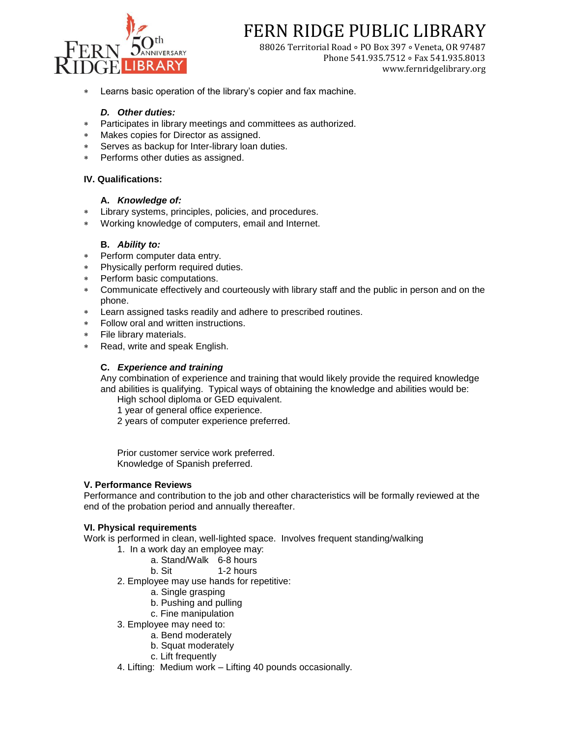- Learns basic operation of the library's copier and fax machine.

***D. Other duties:***

- Participates in library meetings and committees as authorized.
- Makes copies for Director as assigned.
- Serves as backup for Inter-library loan duties.
- Performs other duties as assigned.

**IV. Qualifications:**

**A. *Knowledge of:***

- Library systems, principles, policies, and procedures.
- Working knowledge of computers, email and Internet.

**B. *Ability to:***

- Perform computer data entry.
- Physically perform required duties.
- Perform basic computations.
- Communicate effectively and courteously with library staff and the public in person and on the phone.
- Learn assigned tasks readily and adhere to prescribed routines.
- Follow oral and written instructions.
- File library materials.
- Read, write and speak English.

**C. *Experience and training***

Any combination of experience and training that would likely provide the required knowledge and abilities is qualifying. Typical ways of obtaining the knowledge and abilities would be:

High school diploma or GED equivalent.
1 year of general office experience.
2 years of computer experience preferred.

Prior customer service work preferred.
Knowledge of Spanish preferred.

**V. Performance Reviews**

Performance and contribution to the job and other characteristics will be formally reviewed at the end of the probation period and annually thereafter.

**VI. Physical requirements**

Work is performed in clean, well-lighted space. Involves frequent standing/walking

1. In a work day an employee may:
   a. Stand/Walk 6-8 hours
   b. Sit 1-2 hours
2. Employee may use hands for repetitive:
   a. Single grasping
   b. Pushing and pulling
   c. Fine manipulation
3. Employee may need to:
   a. Bend moderately
   b. Squat moderately
   c. Lift frequently
4. Lifting: Medium work – Lifting 40 pounds occasionally.